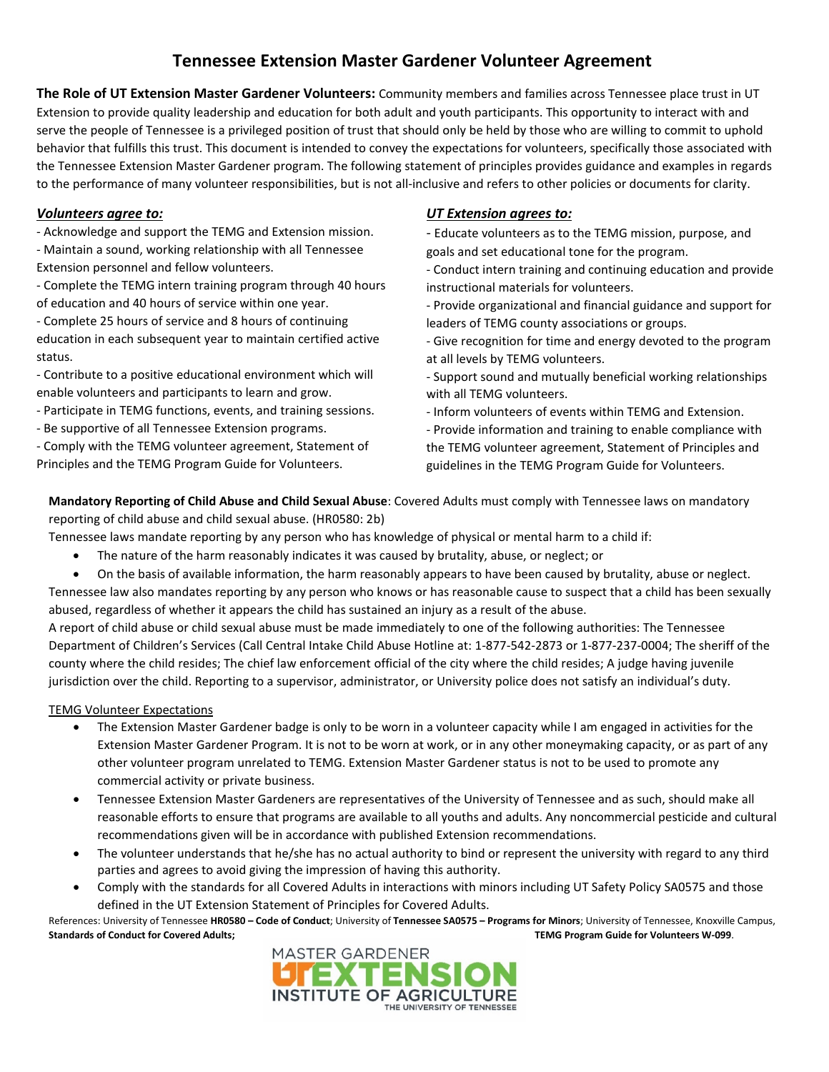# Tennessee Extension Master Gardener Volunteer Agreement

**The Role of UT Extension Master Gardener Volunteers:** Community members and families across Tennessee place trust in UT Extension to provide quality leadership and education for both adult and youth participants. This opportunity to interact with and serve the people of Tennessee is a privileged position of trust that should only be held by those who are willing to commit to uphold behavior that fulfills this trust. This document is intended to convey the expectations for volunteers, specifically those associated with the Tennessee Extension Master Gardener program. The following statement of principles provides guidance and examples in regards to the performance of many volunteer responsibilities, but is not all-inclusive and refers to other policies or documents for clarity.

***Volunteers agree to:***

- Acknowledge and support the TEMG and Extension mission.
- Maintain a sound, working relationship with all Tennessee Extension personnel and fellow volunteers.
- Complete the TEMG intern training program through 40 hours of education and 40 hours of service within one year.
- Complete 25 hours of service and 8 hours of continuing education in each subsequent year to maintain certified active status.
- Contribute to a positive educational environment which will enable volunteers and participants to learn and grow.
- Participate in TEMG functions, events, and training sessions.
- Be supportive of all Tennessee Extension programs.
- Comply with the TEMG volunteer agreement, Statement of Principles and the TEMG Program Guide for Volunteers.

***UT Extension agrees to:***

- Educate volunteers as to the TEMG mission, purpose, and goals and set educational tone for the program.
- Conduct intern training and continuing education and provide instructional materials for volunteers.
- Provide organizational and financial guidance and support for leaders of TEMG county associations or groups.
- Give recognition for time and energy devoted to the program at all levels by TEMG volunteers.
- Support sound and mutually beneficial working relationships with all TEMG volunteers.
- Inform volunteers of events within TEMG and Extension.
- Provide information and training to enable compliance with the TEMG volunteer agreement, Statement of Principles and guidelines in the TEMG Program Guide for Volunteers.

**Mandatory Reporting of Child Abuse and Child Sexual Abuse**: Covered Adults must comply with Tennessee laws on mandatory reporting of child abuse and child sexual abuse. (HR0580: 2b)

Tennessee laws mandate reporting by any person who has knowledge of physical or mental harm to a child if:

- The nature of the harm reasonably indicates it was caused by brutality, abuse, or neglect; or
- On the basis of available information, the harm reasonably appears to have been caused by brutality, abuse or neglect.

Tennessee law also mandates reporting by any person who knows or has reasonable cause to suspect that a child has been sexually abused, regardless of whether it appears the child has sustained an injury as a result of the abuse.

A report of child abuse or child sexual abuse must be made immediately to one of the following authorities: The Tennessee Department of Children's Services (Call Central Intake Child Abuse Hotline at: 1-877-542-2873 or 1-877-237-0004; The sheriff of the county where the child resides; The chief law enforcement official of the city where the child resides; A judge having juvenile jurisdiction over the child. Reporting to a supervisor, administrator, or University police does not satisfy an individual's duty.

<u>TEMG Volunteer Expectations</u>

- The Extension Master Gardener badge is only to be worn in a volunteer capacity while I am engaged in activities for the Extension Master Gardener Program. It is not to be worn at work, or in any other moneymaking capacity, or as part of any other volunteer program unrelated to TEMG. Extension Master Gardener status is not to be used to promote any commercial activity or private business.
- Tennessee Extension Master Gardeners are representatives of the University of Tennessee and as such, should make all reasonable efforts to ensure that programs are available to all youths and adults. Any noncommercial pesticide and cultural recommendations given will be in accordance with published Extension recommendations.
- The volunteer understands that he/she has no actual authority to bind or represent the university with regard to any third parties and agrees to avoid giving the impression of having this authority.
- Comply with the standards for all Covered Adults in interactions with minors including UT Safety Policy SA0575 and those defined in the UT Extension Statement of Principles for Covered Adults.

References: University of Tennessee **HR0580 – Code of Conduct**; University of **Tennessee SA0575 – Programs for Minors**; University of Tennessee, Knoxville Campus, **Standards of Conduct for Covered Adults; TEMG Program Guide for Volunteers W-099**.

MASTER GARDENER
UT EXTENSION
INSTITUTE OF AGRICULTURE
THE UNIVERSITY OF TENNESSEE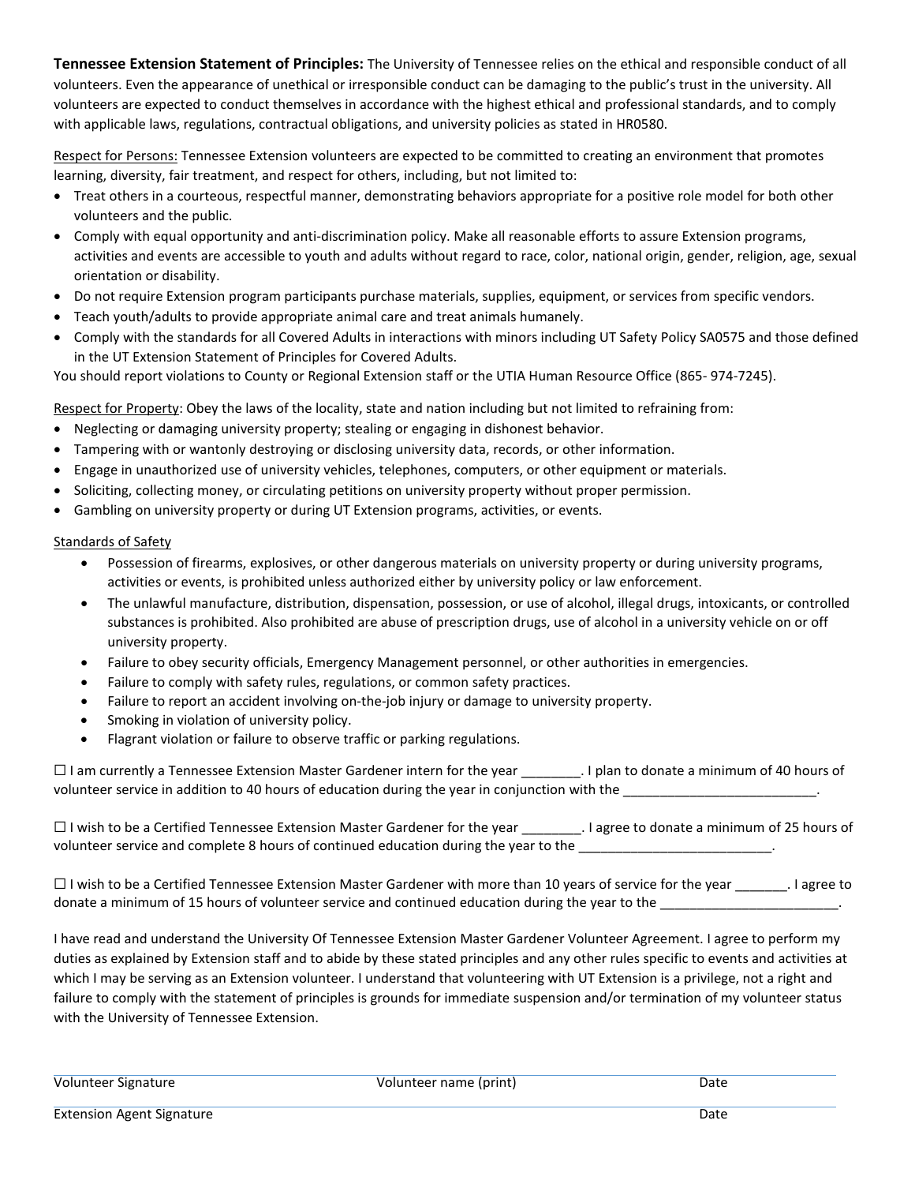**Tennessee Extension Statement of Principles:** The University of Tennessee relies on the ethical and responsible conduct of all volunteers. Even the appearance of unethical or irresponsible conduct can be damaging to the public's trust in the university. All volunteers are expected to conduct themselves in accordance with the highest ethical and professional standards, and to comply with applicable laws, regulations, contractual obligations, and university policies as stated in HR0580.

Respect for Persons: Tennessee Extension volunteers are expected to be committed to creating an environment that promotes learning, diversity, fair treatment, and respect for others, including, but not limited to:

- Treat others in a courteous, respectful manner, demonstrating behaviors appropriate for a positive role model for both other volunteers and the public.
- Comply with equal opportunity and anti-discrimination policy. Make all reasonable efforts to assure Extension programs, activities and events are accessible to youth and adults without regard to race, color, national origin, gender, religion, age, sexual orientation or disability.
- Do not require Extension program participants purchase materials, supplies, equipment, or services from specific vendors.
- Teach youth/adults to provide appropriate animal care and treat animals humanely.
- Comply with the standards for all Covered Adults in interactions with minors including UT Safety Policy SA0575 and those defined in the UT Extension Statement of Principles for Covered Adults.

You should report violations to County or Regional Extension staff or the UTIA Human Resource Office (865- 974-7245).

Respect for Property: Obey the laws of the locality, state and nation including but not limited to refraining from:

- Neglecting or damaging university property; stealing or engaging in dishonest behavior.
- Tampering with or wantonly destroying or disclosing university data, records, or other information.
- Engage in unauthorized use of university vehicles, telephones, computers, or other equipment or materials.
- Soliciting, collecting money, or circulating petitions on university property without proper permission.
- Gambling on university property or during UT Extension programs, activities, or events.

Standards of Safety

- Possession of firearms, explosives, or other dangerous materials on university property or during university programs, activities or events, is prohibited unless authorized either by university policy or law enforcement.
- The unlawful manufacture, distribution, dispensation, possession, or use of alcohol, illegal drugs, intoxicants, or controlled substances is prohibited. Also prohibited are abuse of prescription drugs, use of alcohol in a university vehicle on or off university property.
- Failure to obey security officials, Emergency Management personnel, or other authorities in emergencies.
- Failure to comply with safety rules, regulations, or common safety practices.
- Failure to report an accident involving on-the-job injury or damage to university property.
- Smoking in violation of university policy.
- Flagrant violation or failure to observe traffic or parking regulations.

☐ I am currently a Tennessee Extension Master Gardener intern for the year ________. I plan to donate a minimum of 40 hours of volunteer service in addition to 40 hours of education during the year in conjunction with the __________________________.

☐ I wish to be a Certified Tennessee Extension Master Gardener for the year ________. I agree to donate a minimum of 25 hours of volunteer service and complete 8 hours of continued education during the year to the __________________________.

☐ I wish to be a Certified Tennessee Extension Master Gardener with more than 10 years of service for the year _______. I agree to donate a minimum of 15 hours of volunteer service and continued education during the year to the ________________________.

I have read and understand the University Of Tennessee Extension Master Gardener Volunteer Agreement. I agree to perform my duties as explained by Extension staff and to abide by these stated principles and any other rules specific to events and activities at which I may be serving as an Extension volunteer. I understand that volunteering with UT Extension is a privilege, not a right and failure to comply with the statement of principles is grounds for immediate suspension and/or termination of my volunteer status with the University of Tennessee Extension.

Volunteer Signature    Volunteer name (print)    Date

Extension Agent Signature    Date